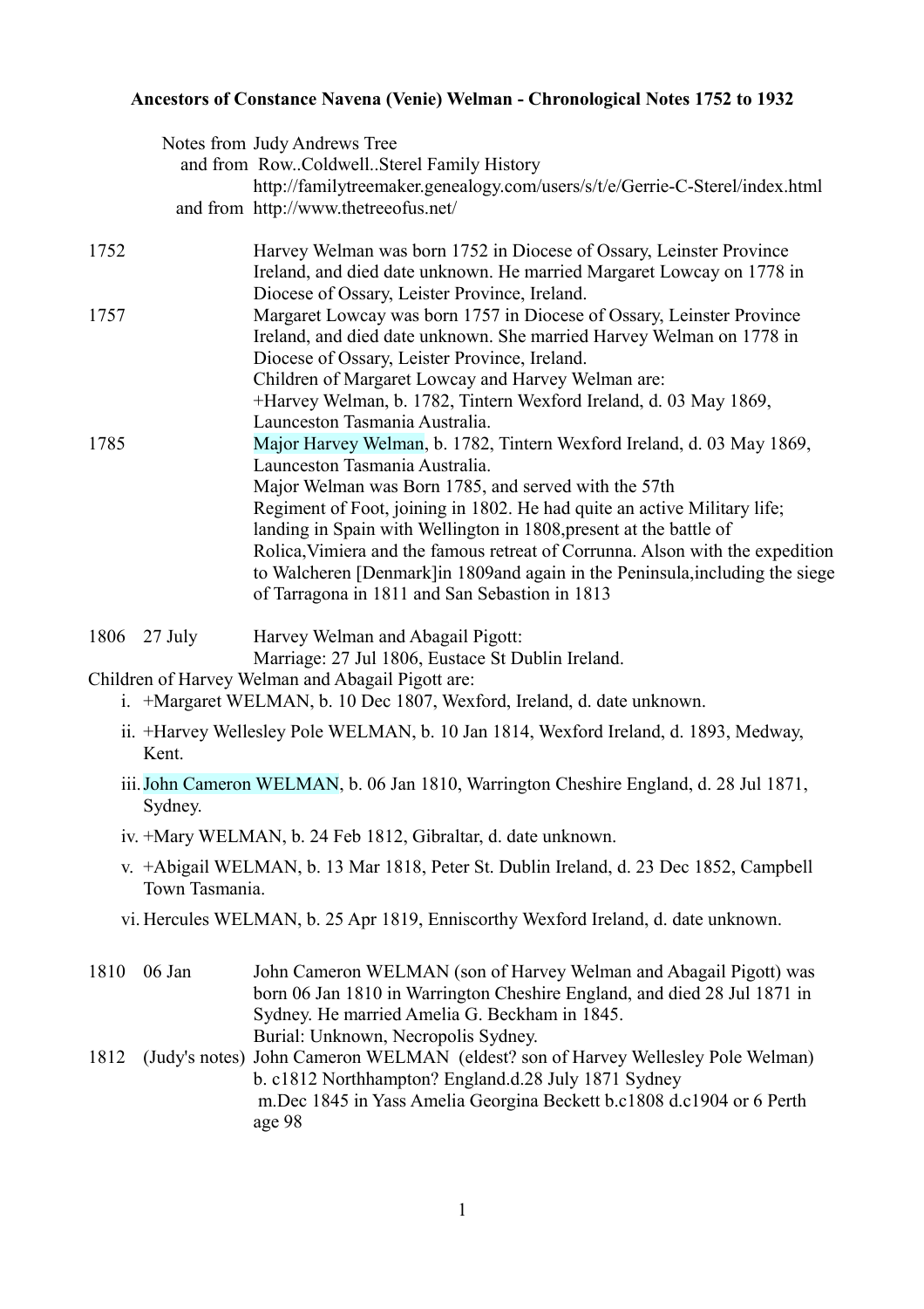**Ancestors of Constance Navena (Venie) Welman - Chronological Notes 1752 to 1932**

Notes from Judy Andrews Tree
and from Row..Coldwell..Sterel Family History
http://familytreemaker.genealogy.com/users/s/t/e/Gerrie-C-Sterel/index.html
and from http://www.thetreeofus.net/

1752 — Harvey Welman was born 1752 in Diocese of Ossary, Leinster Province Ireland, and died date unknown. He married Margaret Lowcay on 1778 in Diocese of Ossary, Leister Province, Ireland.

1757 — Margaret Lowcay was born 1757 in Diocese of Ossary, Leinster Province Ireland, and died date unknown. She married Harvey Welman on 1778 in Diocese of Ossary, Leister Province, Ireland.
Children of Margaret Lowcay and Harvey Welman are:
+Harvey Welman, b. 1782, Tintern Wexford Ireland, d. 03 May 1869, Launceston Tasmania Australia.

1785 — Major Harvey Welman, b. 1782, Tintern Wexford Ireland, d. 03 May 1869, Launceston Tasmania Australia.
Major Welman was Born 1785, and served with the 57th Regiment of Foot, joining in 1802. He had quite an active Military life; landing in Spain with Wellington in 1808,present at the battle of Rolica,Vimiera and the famous retreat of Corrunna. Alson with the expedition to Walcheren [Denmark]in 1809and again in the Peninsula,including the siege of Tarragona in 1811 and San Sebastion in 1813

1806 27 July — Harvey Welman and Abagail Pigott:
Marriage: 27 Jul 1806, Eustace St Dublin Ireland.

Children of Harvey Welman and Abagail Pigott are:

i. +Margaret WELMAN, b. 10 Dec 1807, Wexford, Ireland, d. date unknown.
ii. +Harvey Wellesley Pole WELMAN, b. 10 Jan 1814, Wexford Ireland, d. 1893, Medway, Kent.
iii. John Cameron WELMAN, b. 06 Jan 1810, Warrington Cheshire England, d. 28 Jul 1871, Sydney.
iv. +Mary WELMAN, b. 24 Feb 1812, Gibraltar, d. date unknown.
v. +Abigail WELMAN, b. 13 Mar 1818, Peter St. Dublin Ireland, d. 23 Dec 1852, Campbell Town Tasmania.
vi. Hercules WELMAN, b. 25 Apr 1819, Enniscorthy Wexford Ireland, d. date unknown.

1810 06 Jan — John Cameron WELMAN (son of Harvey Welman and Abagail Pigott) was born 06 Jan 1810 in Warrington Cheshire England, and died 28 Jul 1871 in Sydney. He married Amelia G. Beckham in 1845.
Burial: Unknown, Necropolis Sydney.

1812 (Judy's notes) — John Cameron WELMAN (eldest? son of Harvey Wellesley Pole Welman) b. c1812 Northhampton? England.d.28 July 1871 Sydney
m.Dec 1845 in Yass Amelia Georgina Beckett b.c1808 d.c1904 or 6 Perth age 98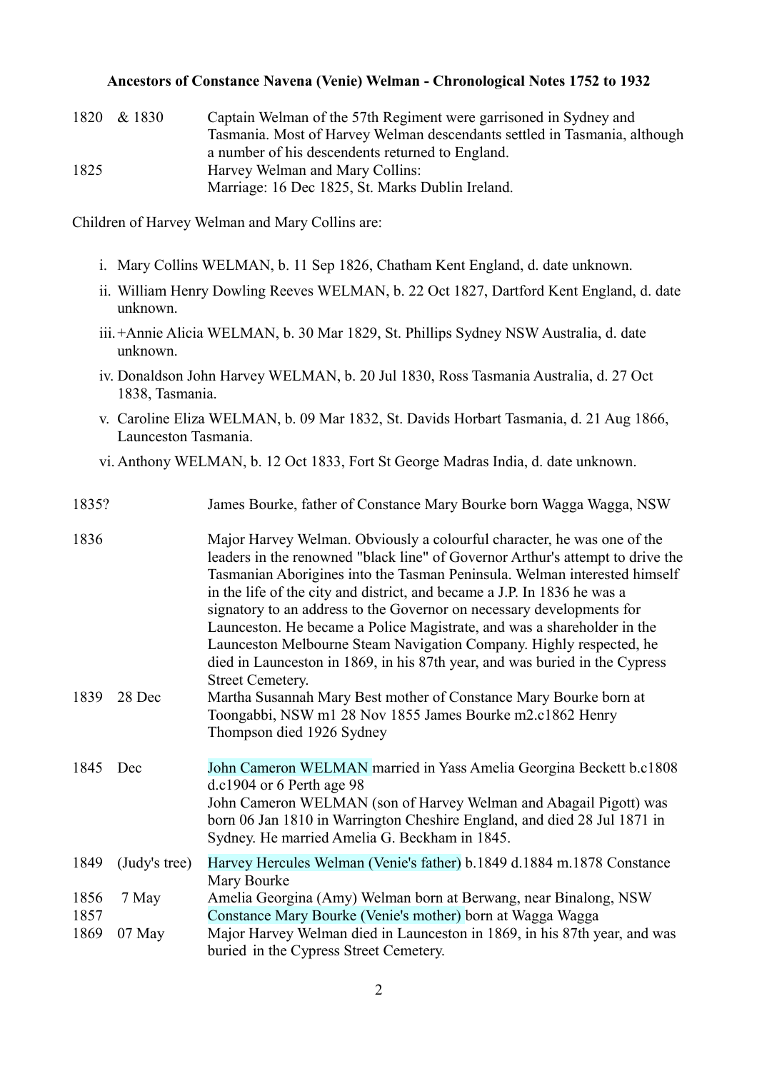**Ancestors of Constance Navena (Venie) Welman - Chronological Notes 1752 to 1932**

| | |
|---|---|
| 1820 & 1830 | Captain Welman of the 57th Regiment were garrisoned in Sydney and Tasmania. Most of Harvey Welman descendants settled in Tasmania, although a number of his descendents returned to England. |
| 1825 | Harvey Welman and Mary Collins: Marriage: 16 Dec 1825, St. Marks Dublin Ireland. |

Children of Harvey Welman and Mary Collins are:

- i. Mary Collins WELMAN, b. 11 Sep 1826, Chatham Kent England, d. date unknown.
- ii. William Henry Dowling Reeves WELMAN, b. 22 Oct 1827, Dartford Kent England, d. date unknown.
- iii. +Annie Alicia WELMAN, b. 30 Mar 1829, St. Phillips Sydney NSW Australia, d. date unknown.
- iv. Donaldson John Harvey WELMAN, b. 20 Jul 1830, Ross Tasmania Australia, d. 27 Oct 1838, Tasmania.
- v. Caroline Eliza WELMAN, b. 09 Mar 1832, St. Davids Horbart Tasmania, d. 21 Aug 1866, Launceston Tasmania.
- vi. Anthony WELMAN, b. 12 Oct 1833, Fort St George Madras India, d. date unknown.

| | | |
|---|---|---|
| 1835? | | James Bourke, father of Constance Mary Bourke born Wagga Wagga, NSW |
| 1836 | | Major Harvey Welman. Obviously a colourful character, he was one of the leaders in the renowned "black line" of Governor Arthur's attempt to drive the Tasmanian Aborigines into the Tasman Peninsula. Welman interested himself in the life of the city and district, and became a J.P. In 1836 he was a signatory to an address to the Governor on necessary developments for Launceston. He became a Police Magistrate, and was a shareholder in the Launceston Melbourne Steam Navigation Company. Highly respected, he died in Launceston in 1869, in his 87th year, and was buried in the Cypress Street Cemetery. |
| 1839 | 28 Dec | Martha Susannah Mary Best mother of Constance Mary Bourke born at Toongabbi, NSW m1 28 Nov 1855 James Bourke m2.c1862 Henry Thompson died 1926 Sydney |
| 1845 | Dec | John Cameron WELMAN married in Yass Amelia Georgina Beckett b.c1808 d.c1904 or 6 Perth age 98<br>John Cameron WELMAN (son of Harvey Welman and Abagail Pigott) was born 06 Jan 1810 in Warrington Cheshire England, and died 28 Jul 1871 in Sydney. He married Amelia G. Beckham in 1845. |
| 1849 | (Judy's tree) | Harvey Hercules Welman (Venie's father) b.1849 d.1884 m.1878 Constance Mary Bourke |
| 1856 | 7 May | Amelia Georgina (Amy) Welman born at Berwang, near Binalong, NSW |
| 1857 | | Constance Mary Bourke (Venie's mother) born at Wagga Wagga |
| 1869 | 07 May | Major Harvey Welman died in Launceston in 1869, in his 87th year, and was buried in the Cypress Street Cemetery. |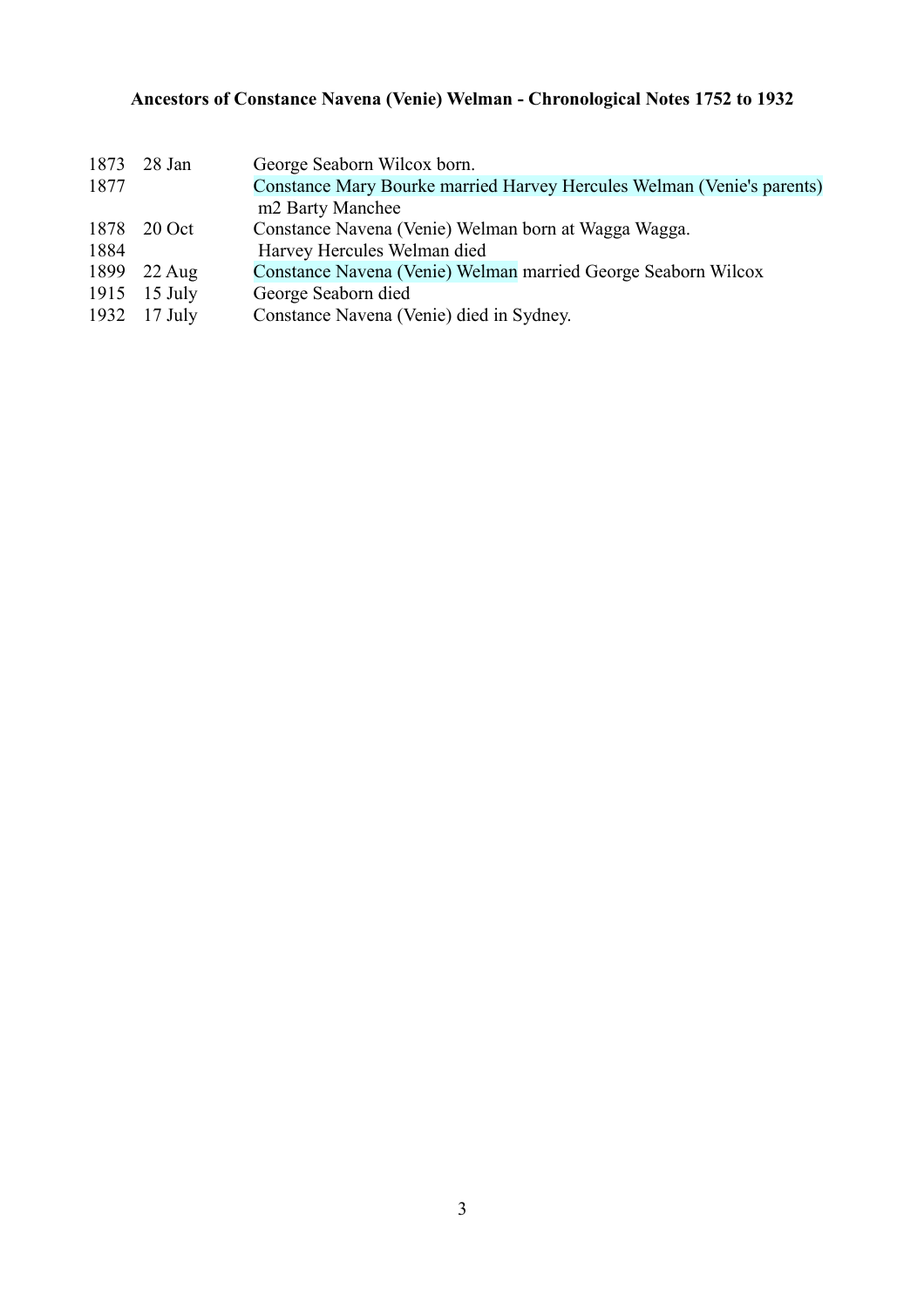**Ancestors of Constance Navena (Venie) Welman - Chronological Notes 1752 to 1932**

| | | |
|---|---|---|
| 1873 | 28 Jan | George Seaborn Wilcox born. |
| 1877 | | Constance Mary Bourke married Harvey Hercules Welman (Venie's parents) m2 Barty Manchee |
| 1878 | 20 Oct | Constance Navena (Venie) Welman born at Wagga Wagga. |
| 1884 | | Harvey Hercules Welman died |
| 1899 | 22 Aug | Constance Navena (Venie) Welman married George Seaborn Wilcox |
| 1915 | 15 July | George Seaborn died |
| 1932 | 17 July | Constance Navena (Venie) died in Sydney. |